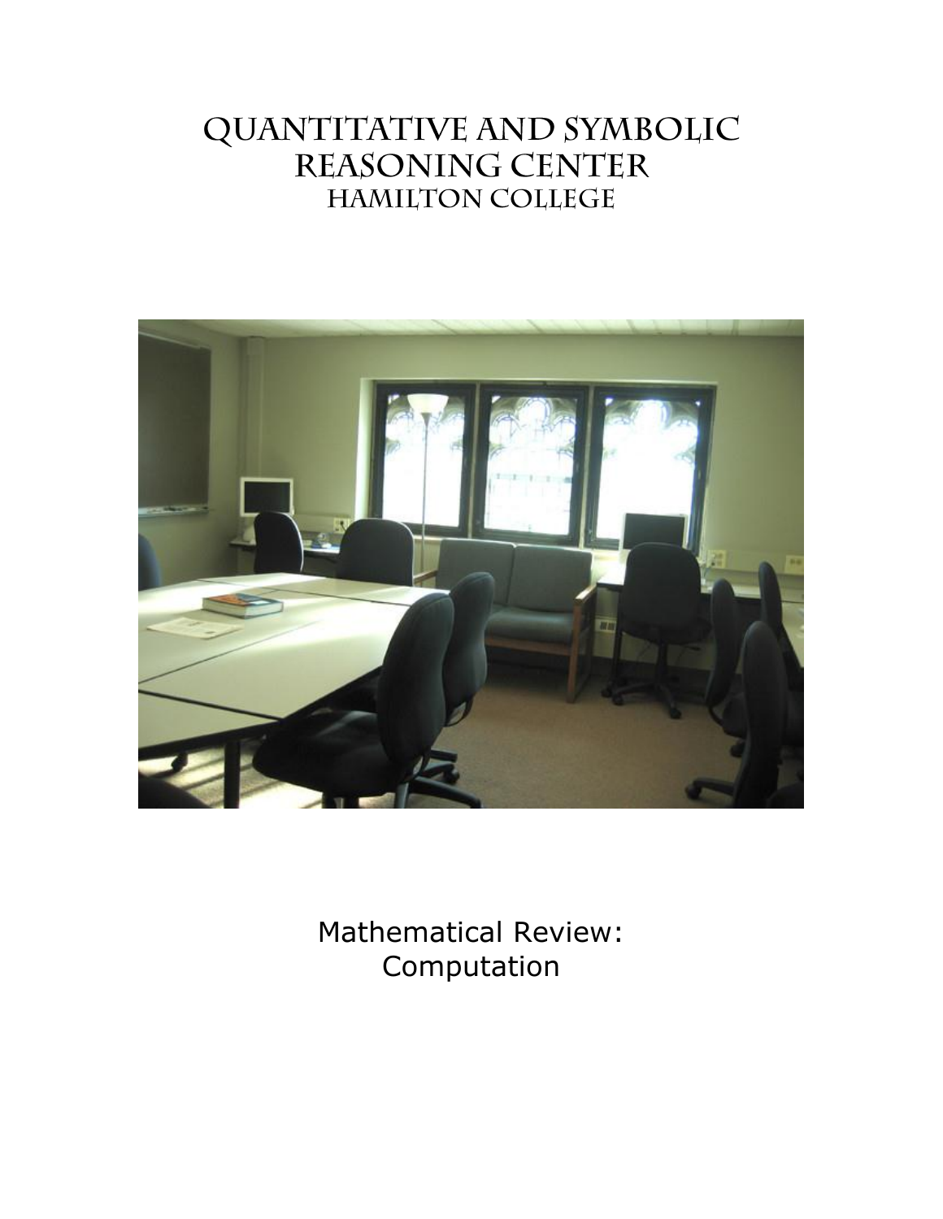# Quantitative and Symbolic Reasoning Center

## Hamilton College

Mathematical Review:
Computation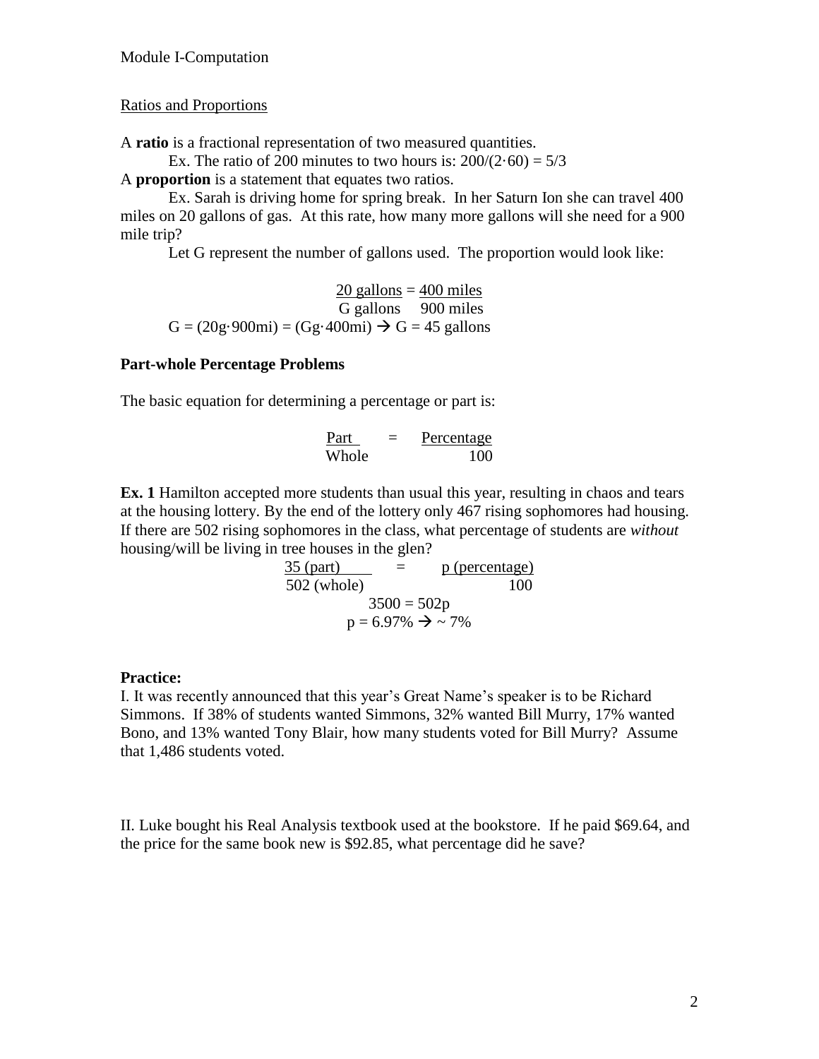Ratios and Proportions

A **ratio** is a fractional representation of two measured quantities.

Ex. The ratio of 200 minutes to two hours is: $200/(2\cdot 60) = 5/3$

A **proportion** is a statement that equates two ratios.

Ex. Sarah is driving home for spring break. In her Saturn Ion she can travel 400 miles on 20 gallons of gas. At this rate, how many more gallons will she need for a 900 mile trip?

Let G represent the number of gallons used. The proportion would look like:

$$\frac{20 \text{ gallons}}{G \text{ gallons}} = \frac{400 \text{ miles}}{900 \text{ miles}}$$

$$G = (20g\cdot 900mi) = (Gg\cdot 400mi) \rightarrow G = 45 \text{ gallons}$$

**Part-whole Percentage Problems**

The basic equation for determining a percentage or part is:

$$\frac{\text{Part}}{\text{Whole}} = \frac{\text{Percentage}}{100}$$

**Ex. 1** Hamilton accepted more students than usual this year, resulting in chaos and tears at the housing lottery. By the end of the lottery only 467 rising sophomores had housing. If there are 502 rising sophomores in the class, what percentage of students are *without* housing/will be living in tree houses in the glen?

$$\frac{35 \text{ (part)}}{502 \text{ (whole)}} = \frac{p \text{ (percentage)}}{100}$$

$$3500 = 502p$$

$$p = 6.97\% \rightarrow \sim 7\%$$

**Practice:**

I. It was recently announced that this year's Great Name's speaker is to be Richard Simmons. If 38% of students wanted Simmons, 32% wanted Bill Murry, 17% wanted Bono, and 13% wanted Tony Blair, how many students voted for Bill Murry? Assume that 1,486 students voted.

II. Luke bought his Real Analysis textbook used at the bookstore. If he paid \$69.64, and the price for the same book new is \$92.85, what percentage did he save?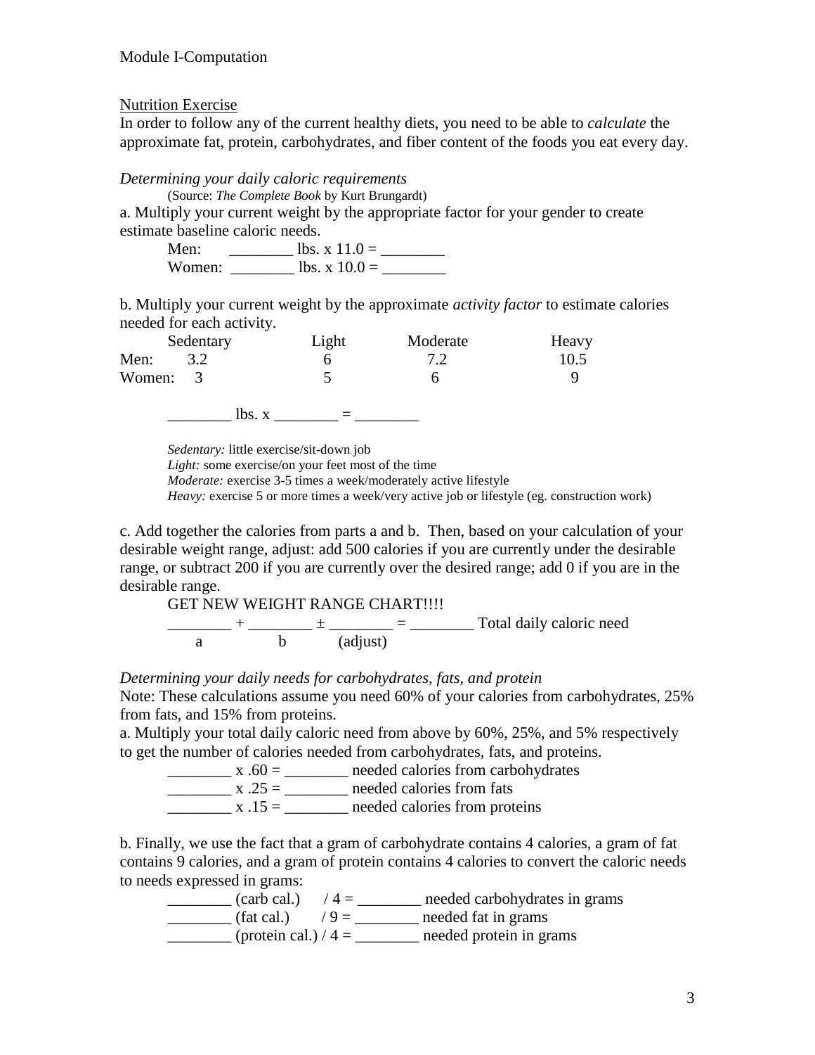Module I-Computation

Nutrition Exercise

In order to follow any of the current healthy diets, you need to be able to *calculate* the approximate fat, protein, carbohydrates, and fiber content of the foods you eat every day.

*Determining your daily caloric requirements*

(Source: *The Complete Book* by Kurt Brungardt)

a. Multiply your current weight by the appropriate factor for your gender to create estimate baseline caloric needs.

Men: ________ lbs. x 11.0 = ________

Women: ________ lbs. x 10.0 = ________

b. Multiply your current weight by the approximate *activity factor* to estimate calories needed for each activity.

| | Sedentary | Light | Moderate | Heavy |
|---|---|---|---|---|
| Men: | 3.2 | 6 | 7.2 | 10.5 |
| Women: | 3 | 5 | 6 | 9 |

________ lbs. x ________ = ________

*Sedentary:* little exercise/sit-down job

*Light:* some exercise/on your feet most of the time

*Moderate:* exercise 3-5 times a week/moderately active lifestyle

*Heavy:* exercise 5 or more times a week/very active job or lifestyle (eg. construction work)

c. Add together the calories from parts a and b. Then, based on your calculation of your desirable weight range, adjust: add 500 calories if you are currently under the desirable range, or subtract 200 if you are currently over the desired range; add 0 if you are in the desirable range.

GET NEW WEIGHT RANGE CHART!!!!

________ + ________ ± ________ = ________ Total daily caloric need

a b (adjust)

*Determining your daily needs for carbohydrates, fats, and protein*

Note: These calculations assume you need 60% of your calories from carbohydrates, 25% from fats, and 15% from proteins.

a. Multiply your total daily caloric need from above by 60%, 25%, and 5% respectively to get the number of calories needed from carbohydrates, fats, and proteins.

________ x .60 = ________ needed calories from carbohydrates

________ x .25 = ________ needed calories from fats

________ x .15 = ________ needed calories from proteins

b. Finally, we use the fact that a gram of carbohydrate contains 4 calories, a gram of fat contains 9 calories, and a gram of protein contains 4 calories to convert the caloric needs to needs expressed in grams:

________ (carb cal.) / 4 = ________ needed carbohydrates in grams

________ (fat cal.) / 9 = ________ needed fat in grams

________ (protein cal.) / 4 = ________ needed protein in grams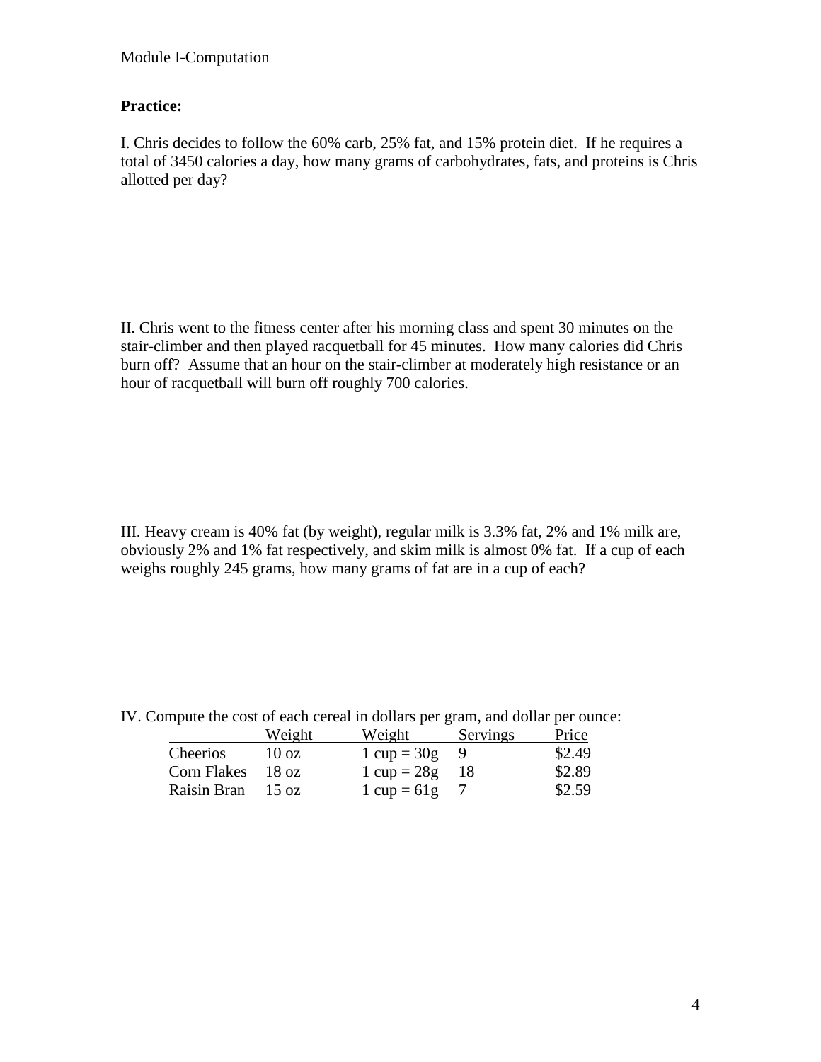**Practice:**

I. Chris decides to follow the 60% carb, 25% fat, and 15% protein diet. If he requires a total of 3450 calories a day, how many grams of carbohydrates, fats, and proteins is Chris allotted per day?

II. Chris went to the fitness center after his morning class and spent 30 minutes on the stair-climber and then played racquetball for 45 minutes. How many calories did Chris burn off? Assume that an hour on the stair-climber at moderately high resistance or an hour of racquetball will burn off roughly 700 calories.

III. Heavy cream is 40% fat (by weight), regular milk is 3.3% fat, 2% and 1% milk are, obviously 2% and 1% fat respectively, and skim milk is almost 0% fat. If a cup of each weighs roughly 245 grams, how many grams of fat are in a cup of each?

IV. Compute the cost of each cereal in dollars per gram, and dollar per ounce:

| | Weight | Weight | Servings | Price |
|---|---|---|---|---|
| Cheerios | 10 oz | 1 cup = 30g | 9 | $2.49 |
| Corn Flakes | 18 oz | 1 cup = 28g | 18 | $2.89 |
| Raisin Bran | 15 oz | 1 cup = 61g | 7 | $2.59 |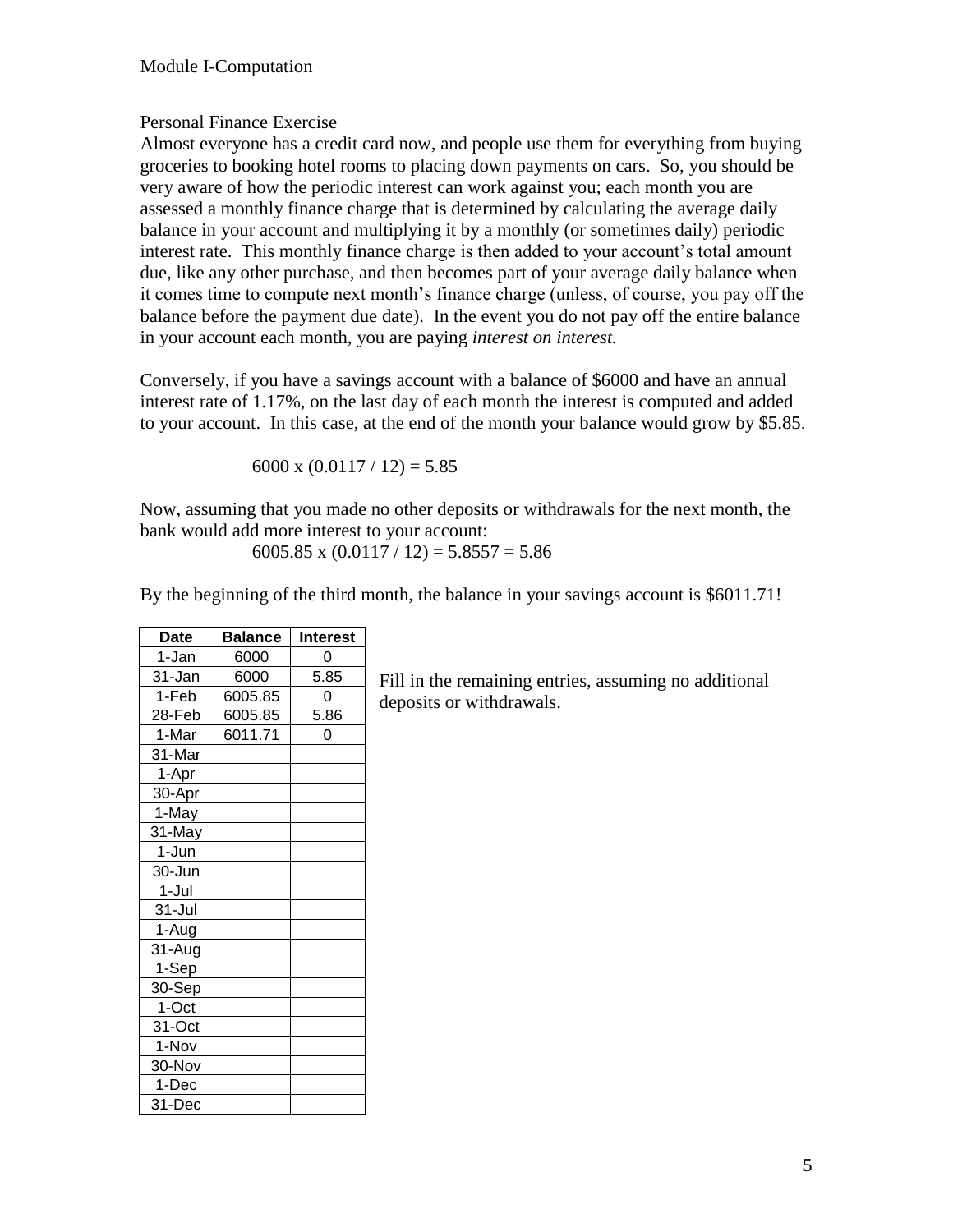Module I-Computation

Personal Finance Exercise

Almost everyone has a credit card now, and people use them for everything from buying groceries to booking hotel rooms to placing down payments on cars. So, you should be very aware of how the periodic interest can work against you; each month you are assessed a monthly finance charge that is determined by calculating the average daily balance in your account and multiplying it by a monthly (or sometimes daily) periodic interest rate. This monthly finance charge is then added to your account's total amount due, like any other purchase, and then becomes part of your average daily balance when it comes time to compute next month's finance charge (unless, of course, you pay off the balance before the payment due date). In the event you do not pay off the entire balance in your account each month, you are paying *interest on interest.*

Conversely, if you have a savings account with a balance of $6000 and have an annual interest rate of 1.17%, on the last day of each month the interest is computed and added to your account. In this case, at the end of the month your balance would grow by $5.85.

$$6000 \times (0.0117 / 12) = 5.85$$

Now, assuming that you made no other deposits or withdrawals for the next month, the bank would add more interest to your account:

$$6005.85 \times (0.0117 / 12) = 5.8557 = 5.86$$

By the beginning of the third month, the balance in your savings account is $6011.71!

| Date | Balance | Interest |
|---|---|---|
| 1-Jan | 6000 | 0 |
| 31-Jan | 6000 | 5.85 |
| 1-Feb | 6005.85 | 0 |
| 28-Feb | 6005.85 | 5.86 |
| 1-Mar | 6011.71 | 0 |
| 31-Mar | | |
| 1-Apr | | |
| 30-Apr | | |
| 1-May | | |
| 31-May | | |
| 1-Jun | | |
| 30-Jun | | |
| 1-Jul | | |
| 31-Jul | | |
| 1-Aug | | |
| 31-Aug | | |
| 1-Sep | | |
| 30-Sep | | |
| 1-Oct | | |
| 31-Oct | | |
| 1-Nov | | |
| 30-Nov | | |
| 1-Dec | | |
| 31-Dec | | |

Fill in the remaining entries, assuming no additional deposits or withdrawals.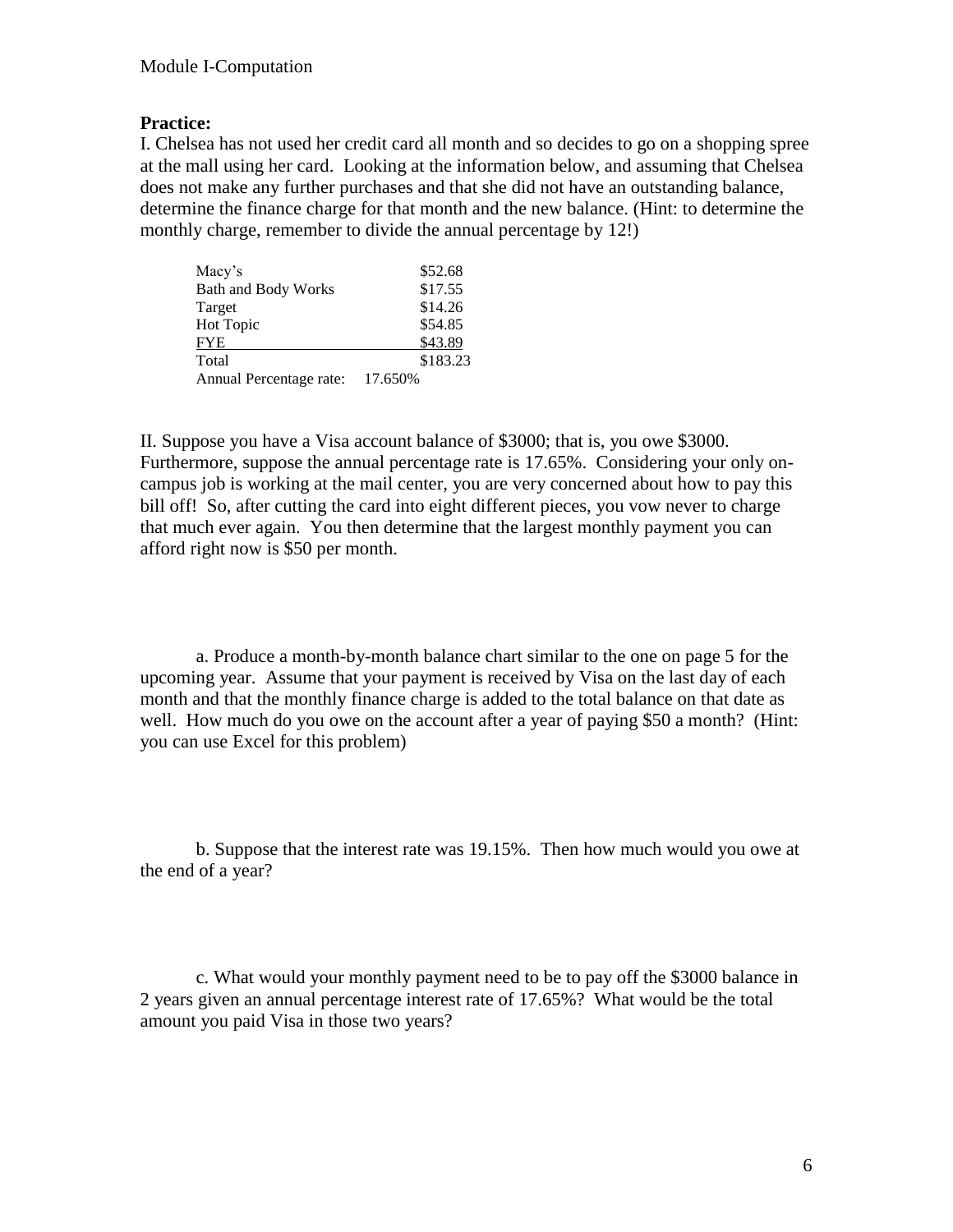**Practice:**

I. Chelsea has not used her credit card all month and so decides to go on a shopping spree at the mall using her card. Looking at the information below, and assuming that Chelsea does not make any further purchases and that she did not have an outstanding balance, determine the finance charge for that month and the new balance. (Hint: to determine the monthly charge, remember to divide the annual percentage by 12!)

| | |
|---|---|
| Macy's | \$52.68 |
| Bath and Body Works | \$17.55 |
| Target | \$14.26 |
| Hot Topic | \$54.85 |
| FYE | \$43.89 |
| Total | \$183.23 |
| Annual Percentage rate: | 17.650% |

II. Suppose you have a Visa account balance of \$3000; that is, you owe \$3000. Furthermore, suppose the annual percentage rate is 17.65%. Considering your only on-campus job is working at the mail center, you are very concerned about how to pay this bill off! So, after cutting the card into eight different pieces, you vow never to charge that much ever again. You then determine that the largest monthly payment you can afford right now is \$50 per month.

a. Produce a month-by-month balance chart similar to the one on page 5 for the upcoming year. Assume that your payment is received by Visa on the last day of each month and that the monthly finance charge is added to the total balance on that date as well. How much do you owe on the account after a year of paying \$50 a month? (Hint: you can use Excel for this problem)

b. Suppose that the interest rate was 19.15%. Then how much would you owe at the end of a year?

c. What would your monthly payment need to be to pay off the \$3000 balance in 2 years given an annual percentage interest rate of 17.65%? What would be the total amount you paid Visa in those two years?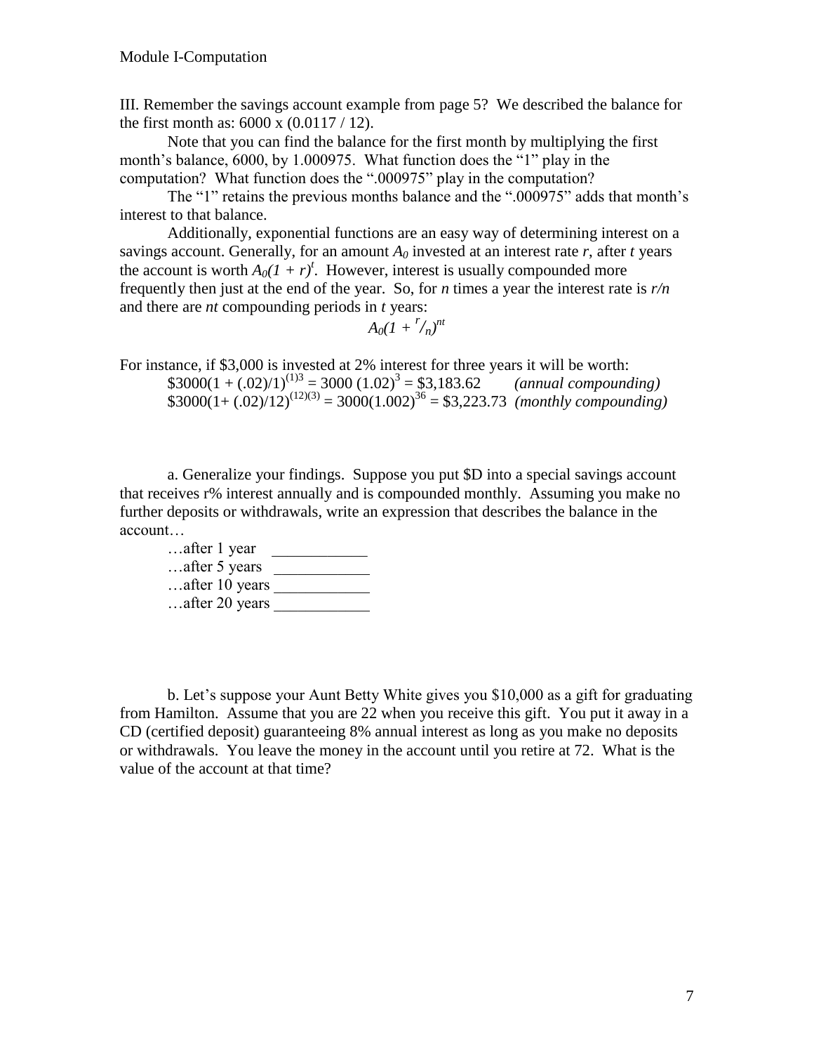III. Remember the savings account example from page 5? We described the balance for the first month as: 6000 x (0.0117 / 12).

Note that you can find the balance for the first month by multiplying the first month's balance, 6000, by 1.000975. What function does the "1" play in the computation? What function does the ".000975" play in the computation?

The "1" retains the previous months balance and the ".000975" adds that month's interest to that balance.

Additionally, exponential functions are an easy way of determining interest on a savings account. Generally, for an amount $A_0$ invested at an interest rate $r$, after $t$ years the account is worth $A_0(1 + r)^t$. However, interest is usually compounded more frequently then just at the end of the year. So, for $n$ times a year the interest rate is $r/n$ and there are $nt$ compounding periods in $t$ years:

$$A_0(1 + {}^{r}/_{n})^{nt}$$

For instance, if \$3,000 is invested at 2% interest for three years it will be worth:

$\$3000(1 + (.02)/1)^{(1)3} = 3000\,(1.02)^3 = \$3{,}183.62$ *(annual compounding)*

$\$3000(1 + (.02)/12)^{(12)(3)} = 3000(1.002)^{36} = \$3{,}223.73$ *(monthly compounding)*

a. Generalize your findings. Suppose you put \$D into a special savings account that receives r% interest annually and is compounded monthly. Assuming you make no further deposits or withdrawals, write an expression that describes the balance in the account…

…after 1 year ____________

…after 5 years ____________

…after 10 years ____________

…after 20 years ____________

b. Let's suppose your Aunt Betty White gives you \$10,000 as a gift for graduating from Hamilton. Assume that you are 22 when you receive this gift. You put it away in a CD (certified deposit) guaranteeing 8% annual interest as long as you make no deposits or withdrawals. You leave the money in the account until you retire at 72. What is the value of the account at that time?